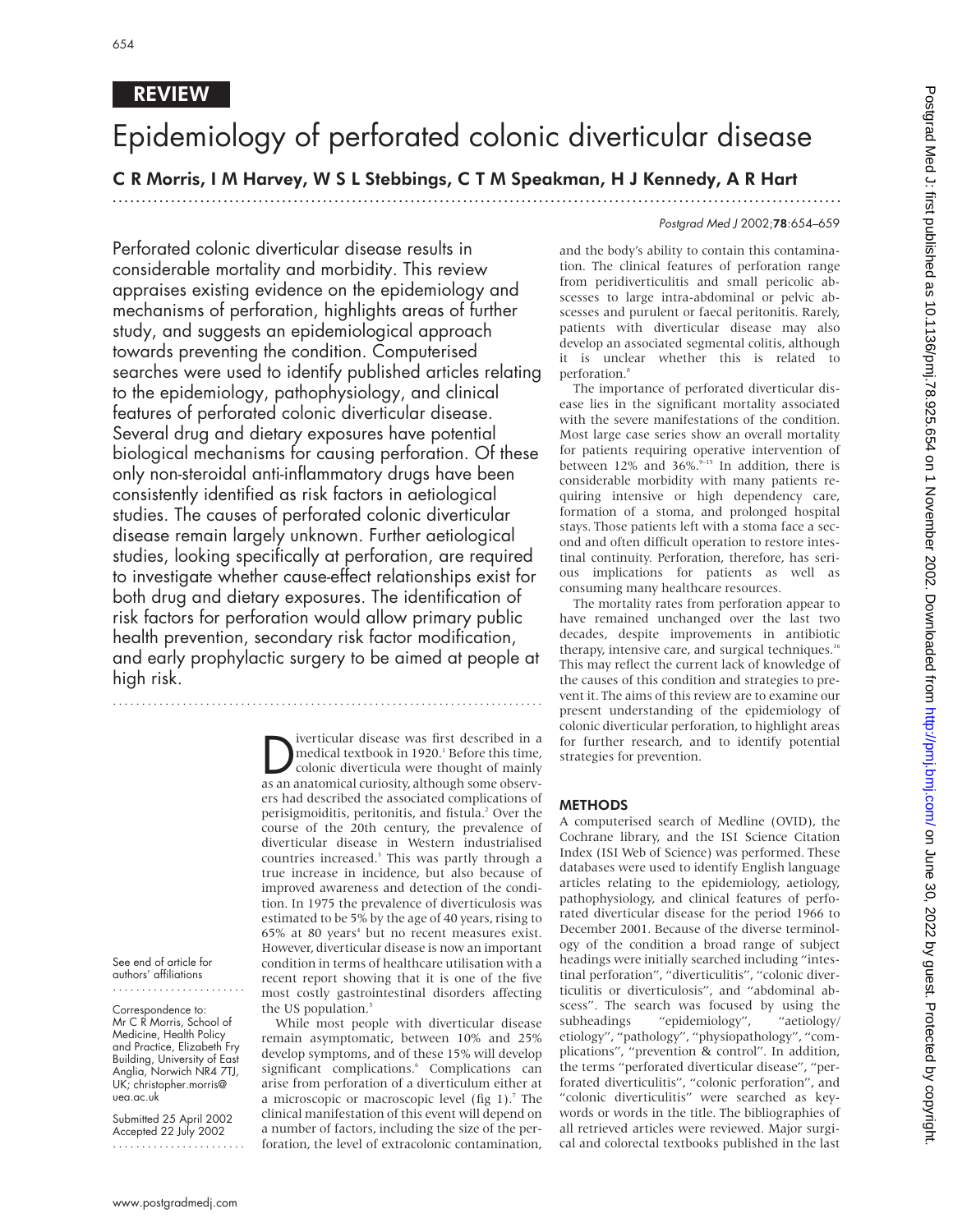REVIEW

# Epidemiology of perforated colonic diverticular disease

**C R Morris, I M Harvey, W S L Stebbings, C T M Speakman, H J Kennedy, A R Hart**

*Postgrad Med J* 2002;**78**:654–659

Perforated colonic diverticular disease results in considerable mortality and morbidity. This review appraises existing evidence on the epidemiology and mechanisms of perforation, highlights areas of further study, and suggests an epidemiological approach towards preventing the condition. Computerised searches were used to identify published articles relating to the epidemiology, pathophysiology, and clinical features of perforated colonic diverticular disease. Several drug and dietary exposures have potential biological mechanisms for causing perforation. Of these only non-steroidal anti-inflammatory drugs have been consistently identified as risk factors in aetiological studies. The causes of perforated colonic diverticular disease remain largely unknown. Further aetiological studies, looking specifically at perforation, are required to investigate whether cause-effect relationships exist for both drug and dietary exposures. The identification of risk factors for perforation would allow primary public health prevention, secondary risk factor modification, and early prophylactic surgery to be aimed at people at high risk.

See end of article for authors' affiliations

Correspondence to: Mr C R Morris, School of Medicine, Health Policy and Practice, Elizabeth Fry Building, University of East Anglia, Norwich NR4 7TJ, UK; christopher.morris@uea.ac.uk

Submitted 25 April 2002
Accepted 22 July 2002

Diverticular disease was first described in a medical textbook in 1920.[1] Before this time, colonic diverticula were thought of mainly as an anatomical curiosity, although some observers had described the associated complications of perisigmoiditis, peritonitis, and fistula.[2] Over the course of the 20th century, the prevalence of diverticular disease in Western industrialised countries increased.[3] This was partly through a true increase in incidence, but also because of improved awareness and detection of the condition. In 1975 the prevalence of diverticulosis was estimated to be 5% by the age of 40 years, rising to 65% at 80 years[4] but no recent measures exist. However, diverticular disease is now an important condition in terms of healthcare utilisation with a recent report showing that it is one of the five most costly gastrointestinal disorders affecting the US population.[5]

While most people with diverticular disease remain asymptomatic, between 10% and 25% develop symptoms, and of these 15% will develop significant complications.[6] Complications can arise from perforation of a diverticulum either at a microscopic or macroscopic level (fig 1).[7] The clinical manifestation of this event will depend on a number of factors, including the size of the perforation, the level of extracolonic contamination, and the body's ability to contain this contamination. The clinical features of perforation range from peridiverticulitis and small pericolic abscesses to large intra-abdominal or pelvic abscesses and purulent or faecal peritonitis. Rarely, patients with diverticular disease may also develop an associated segmental colitis, although it is unclear whether this is related to perforation.[8]

The importance of perforated diverticular disease lies in the significant mortality associated with the severe manifestations of the condition. Most large case series show an overall mortality for patients requiring operative intervention of between 12% and 36%.[9–15] In addition, there is considerable morbidity with many patients requiring intensive or high dependency care, formation of a stoma, and prolonged hospital stays. Those patients left with a stoma face a second and often difficult operation to restore intestinal continuity. Perforation, therefore, has serious implications for patients as well as consuming many healthcare resources.

The mortality rates from perforation appear to have remained unchanged over the last two decades, despite improvements in antibiotic therapy, intensive care, and surgical techniques.[16] This may reflect the current lack of knowledge of the causes of this condition and strategies to prevent it. The aims of this review are to examine our present understanding of the epidemiology of colonic diverticular perforation, to highlight areas for further research, and to identify potential strategies for prevention.

## METHODS

A computerised search of Medline (OVID), the Cochrane library, and the ISI Science Citation Index (ISI Web of Science) was performed. These databases were used to identify English language articles relating to the epidemiology, aetiology, pathophysiology, and clinical features of perforated diverticular disease for the period 1966 to December 2001. Because of the diverse terminology of the condition a broad range of subject headings were initially searched including "intestinal perforation", "diverticulitis", "colonic diverticulitis or diverticulosis", and "abdominal abscess". The search was focused by using the subheadings "epidemiology", "aetiology/etiology", "pathology", "physiopathology", "complications", "prevention & control". In addition, the terms "perforated diverticular disease", "perforated diverticulitis", "colonic perforation", and "colonic diverticulitis" were searched as keywords or words in the title. The bibliographies of all retrieved articles were reviewed. Major surgical and colorectal textbooks published in the last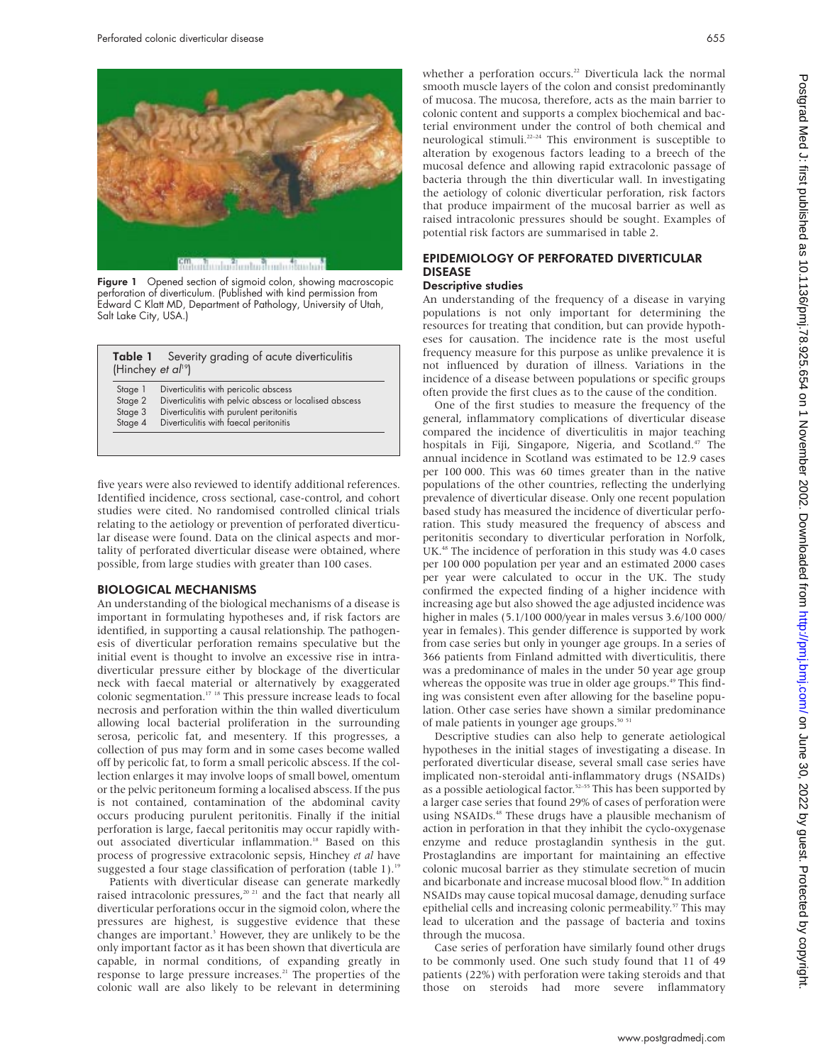Figure 1 Opened section of sigmoid colon, showing macroscopic perforation of diverticulum. (Published with kind permission from Edward C Klatt MD, Department of Pathology, University of Utah, Salt Lake City, USA.)

**Table 1** Severity grading of acute diverticulitis (Hinchey *et al*[19])

| | |
|---|---|
| Stage 1 | Diverticulitis with pericolic abscess |
| Stage 2 | Diverticulitis with pelvic abscess or localised abscess |
| Stage 3 | Diverticulitis with purulent peritonitis |
| Stage 4 | Diverticulitis with faecal peritonitis |

five years were also reviewed to identify additional references. Identified incidence, cross sectional, case-control, and cohort studies were cited. No randomised controlled clinical trials relating to the aetiology or prevention of perforated diverticular disease were found. Data on the clinical aspects and mortality of perforated diverticular disease were obtained, where possible, from large studies with greater than 100 cases.

## BIOLOGICAL MECHANISMS

An understanding of the biological mechanisms of a disease is important in formulating hypotheses and, if risk factors are identified, in supporting a causal relationship. The pathogenesis of diverticular perforation remains speculative but the initial event is thought to involve an excessive rise in intradiverticular pressure either by blockage of the diverticular neck with faecal material or alternatively by exaggerated colonic segmentation.[17 18] This pressure increase leads to focal necrosis and perforation within the thin walled diverticulum allowing local bacterial proliferation in the surrounding serosa, pericolic fat, and mesentery. If this progresses, a collection of pus may form and in some cases become walled off by pericolic fat, to form a small pericolic abscess. If the collection enlarges it may involve loops of small bowel, omentum or the pelvic peritoneum forming a localised abscess. If the pus is not contained, contamination of the abdominal cavity occurs producing purulent peritonitis. Finally if the initial perforation is large, faecal peritonitis may occur rapidly without associated diverticular inflammation.[18] Based on this process of progressive extracolonic sepsis, Hinchey *et al* have suggested a four stage classification of perforation (table 1).[19]

Patients with diverticular disease can generate markedly raised intracolonic pressures,[20 21] and the fact that nearly all diverticular perforations occur in the sigmoid colon, where the pressures are highest, is suggestive evidence that these changes are important.[3] However, they are unlikely to be the only important factor as it has been shown that diverticula are capable, in normal conditions, of expanding greatly in response to large pressure increases.[21] The properties of the colonic wall are also likely to be relevant in determining whether a perforation occurs.[22] Diverticula lack the normal smooth muscle layers of the colon and consist predominantly of mucosa. The mucosa, therefore, acts as the main barrier to colonic content and supports a complex biochemical and bacterial environment under the control of both chemical and neurological stimuli.[22–24] This environment is susceptible to alteration by exogenous factors leading to a breech of the mucosal defence and allowing rapid extracolonic passage of bacteria through the thin diverticular wall. In investigating the aetiology of colonic diverticular perforation, risk factors that produce impairment of the mucosal barrier as well as raised intracolonic pressures should be sought. Examples of potential risk factors are summarised in table 2.

## EPIDEMIOLOGY OF PERFORATED DIVERTICULAR DISEASE

### Descriptive studies

An understanding of the frequency of a disease in varying populations is not only important for determining the resources for treating that condition, but can provide hypotheses for causation. The incidence rate is the most useful frequency measure for this purpose as unlike prevalence it is not influenced by duration of illness. Variations in the incidence of a disease between populations or specific groups often provide the first clues as to the cause of the condition.

One of the first studies to measure the frequency of the general, inflammatory complications of diverticular disease compared the incidence of diverticulitis in major teaching hospitals in Fiji, Singapore, Nigeria, and Scotland.[47] The annual incidence in Scotland was estimated to be 12.9 cases per 100 000. This was 60 times greater than in the native populations of the other countries, reflecting the underlying prevalence of diverticular disease. Only one recent population based study has measured the incidence of diverticular perforation. This study measured the frequency of abscess and peritonitis secondary to diverticular perforation in Norfolk, UK.[48] The incidence of perforation in this study was 4.0 cases per 100 000 population per year and an estimated 2000 cases per year were calculated to occur in the UK. The study confirmed the expected finding of a higher incidence with increasing age but also showed the age adjusted incidence was higher in males (5.1/100 000/year in males versus 3.6/100 000/year in females). This gender difference is supported by work from case series but only in younger age groups. In a series of 366 patients from Finland admitted with diverticulitis, there was a predominance of males in the under 50 year age group whereas the opposite was true in older age groups.[49] This finding was consistent even after allowing for the baseline population. Other case series have shown a similar predominance of male patients in younger age groups.[50 51]

Descriptive studies can also help to generate aetiological hypotheses in the initial stages of investigating a disease. In perforated diverticular disease, several small case series have implicated non-steroidal anti-inflammatory drugs (NSAIDs) as a possible aetiological factor.[52–55] This has been supported by a larger case series that found 29% of cases of perforation were using NSAIDs.[48] These drugs have a plausible mechanism of action in perforation in that they inhibit the cyclo-oxygenase enzyme and reduce prostaglandin synthesis in the gut. Prostaglandins are important for maintaining an effective colonic mucosal barrier as they stimulate secretion of mucin and bicarbonate and increase mucosal blood flow.[56] In addition NSAIDs may cause topical mucosal damage, denuding surface epithelial cells and increasing colonic permeability.[57] This may lead to ulceration and the passage of bacteria and toxins through the mucosa.

Case series of perforation have similarly found other drugs to be commonly used. One such study found that 11 of 49 patients (22%) with perforation were taking steroids and that those on steroids had more severe inflammatory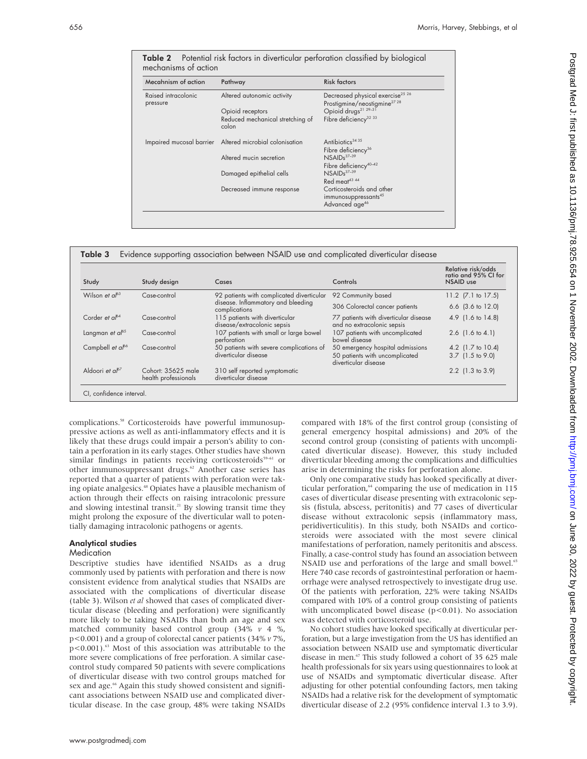**Table 2** Potential risk factors in diverticular perforation classified by biological mechanisms of action

| Mecahnism of action | Pathway | Risk factors |
|---|---|---|
| Raised intracolonic pressure | Altered autonomic activity | Decreased physical exercise[25 26] |
| | | Prostigmine/neostigmine[27 28] |
| | Opioid receptors | Opioid drugs[21 29–31] |
| | Reduced mechanical stretching of colon | Fibre deficiency[32 33] |
| Impaired mucosal barrier | Altered microbial colonisation | Antibiotics[34 35] |
| | | Fibre deficiency[36] |
| | Altered mucin secretion | NSAIDs[37–39] |
| | | Fibre deficiency[40–42] |
| | Damaged epithelial cells | NSAIDs[37–39] |
| | | Red meat[43 44] |
| | Decreased immune response | Corticosteroids and other immunosuppressants[45] |
| | | Advanced age[46] |

**Table 3** Evidence supporting association between NSAID use and complicated diverticular disease

| Study | Study design | Cases | Controls | Relative risk/odds ratio and 95% CI for NSAID use |
|---|---|---|---|---|
| Wilson *et al*[63] | Case-control | 92 patients with complicated diverticular disease. Inflammatory and bleeding complications | 92 Community based | 11.2 (7.1 to 17.5) |
| | | | 306 Colorectal cancer patients | 6.6 (3.6 to 12.0) |
| Corder *et al*[64] | Case-control | 115 patients with diverticular disease/extracolonic sepsis | 77 patients with diverticular disease and no extracolonic sepsis | 4.9 (1.6 to 14.8) |
| Langman *et al*[65] | Case-control | 107 patients with small or large bowel perforation | 107 patients with uncomplicated bowel disease | 2.6 (1.6 to 4.1) |
| Campbell *et al*[66] | Case-control | 50 patients with severe complications of diverticular disease | 50 emergency hospital admissions | 4.2 (1.7 to 10.4) |
| | | | 50 patients with uncomplicated diverticular disease | 3.7 (1.5 to 9.0) |
| Aldoori *et al*[67] | Cohort: 35625 male health professionals | 310 self reported symptomatic diverticular disease | | 2.2 (1.3 to 3.9) |

CI, confidence interval.

complications.[58] Corticosteroids have powerful immunosuppressive actions as well as anti-inflammatory effects and it is likely that these drugs could impair a person's ability to contain a perforation in its early stages. Other studies have shown similar findings in patients receiving corticosteroids[59–61] or other immunosuppressant drugs.[62] Another case series has reported that a quarter of patients with perforation were taking opiate analgesics.[48] Opiates have a plausible mechanism of action through their effects on raising intracolonic pressure and slowing intestinal transit.[21] By slowing transit time they might prolong the exposure of the diverticular wall to potentially damaging intracolonic pathogens or agents.

## Analytical studies

### Medication

Descriptive studies have identified NSAIDs as a drug commonly used by patients with perforation and there is now consistent evidence from analytical studies that NSAIDs are associated with the complications of diverticular disease (table 3). Wilson *et al* showed that cases of complicated diverticular disease (bleeding and perforation) were significantly more likely to be taking NSAIDs than both an age and sex matched community based control group (34% *v* 4 %, $p<0.001$) and a group of colorectal cancer patients (34% *v* 7%, $p<0.001$).[63] Most of this association was attributable to the more severe complications of free perforation. A similar case-control study compared 50 patients with severe complications of diverticular disease with two control groups matched for sex and age.[66] Again this study showed consistent and significant associations between NSAID use and complicated diverticular disease. In the case group, 48% were taking NSAIDs compared with 18% of the first control group (consisting of general emergency hospital admissions) and 20% of the second control group (consisting of patients with uncomplicated diverticular disease). However, this study included diverticular bleeding among the complications and difficulties arise in determining the risks for perforation alone.

Only one comparative study has looked specifically at diverticular perforation,[64] comparing the use of medication in 115 cases of diverticular disease presenting with extracolonic sepsis (fistula, abscess, peritonitis) and 77 cases of diverticular disease without extracolonic sepsis (inflammatory mass, peridiverticulitis). In this study, both NSAIDs and corticosteroids were associated with the most severe clinical manifestations of perforation, namely peritonitis and abscess. Finally, a case-control study has found an association between NSAID use and perforations of the large and small bowel.[65] Here 740 case records of gastrointestinal perforation or haemorrhage were analysed retrospectively to investigate drug use. Of the patients with perforation, 22% were taking NSAIDs compared with 10% of a control group consisting of patients with uncomplicated bowel disease ($p<0.01$). No association was detected with corticosteroid use.

No cohort studies have looked specifically at diverticular perforation, but a large investigation from the US has identified an association between NSAID use and symptomatic diverticular disease in men.[67] This study followed a cohort of 35 625 male health professionals for six years using questionnaires to look at use of NSAIDs and symptomatic diverticular disease. After adjusting for other potential confounding factors, men taking NSAIDs had a relative risk for the development of symptomatic diverticular disease of 2.2 (95% confidence interval 1.3 to 3.9).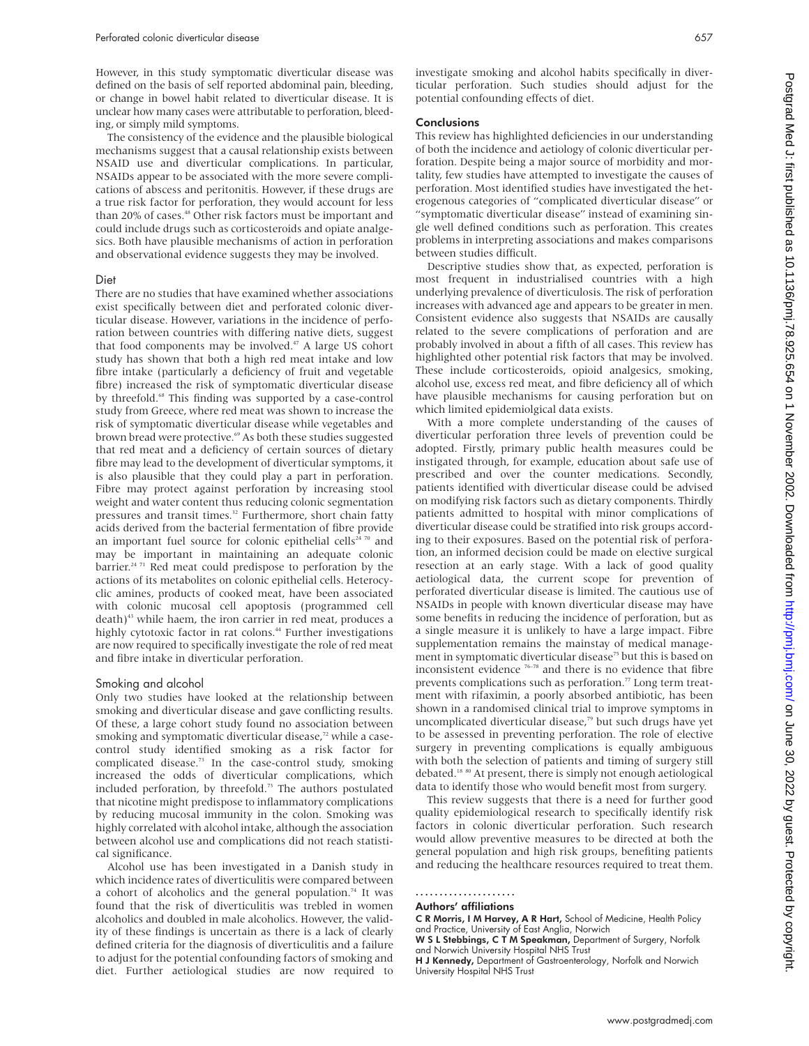However, in this study symptomatic diverticular disease was defined on the basis of self reported abdominal pain, bleeding, or change in bowel habit related to diverticular disease. It is unclear how many cases were attributable to perforation, bleeding, or simply mild symptoms.

The consistency of the evidence and the plausible biological mechanisms suggest that a causal relationship exists between NSAID use and diverticular complications. In particular, NSAIDs appear to be associated with the more severe complications of abscess and peritonitis. However, if these drugs are a true risk factor for perforation, they would account for less than 20% of cases.[48] Other risk factors must be important and could include drugs such as corticosteroids and opiate analgesics. Both have plausible mechanisms of action in perforation and observational evidence suggests they may be involved.

### Diet

There are no studies that have examined whether associations exist specifically between diet and perforated colonic diverticular disease. However, variations in the incidence of perforation between countries with differing native diets, suggest that food components may be involved.[47] A large US cohort study has shown that both a high red meat intake and low fibre intake (particularly a deficiency of fruit and vegetable fibre) increased the risk of symptomatic diverticular disease by threefold.[68] This finding was supported by a case-control study from Greece, where red meat was shown to increase the risk of symptomatic diverticular disease while vegetables and brown bread were protective.[69] As both these studies suggested that red meat and a deficiency of certain sources of dietary fibre may lead to the development of diverticular symptoms, it is also plausible that they could play a part in perforation. Fibre may protect against perforation by increasing stool weight and water content thus reducing colonic segmentation pressures and transit times.[32] Furthermore, short chain fatty acids derived from the bacterial fermentation of fibre provide an important fuel source for colonic epithelial cells[24 70] and may be important in maintaining an adequate colonic barrier.[24 71] Red meat could predispose to perforation by the actions of its metabolites on colonic epithelial cells. Heterocyclic amines, products of cooked meat, have been associated with colonic mucosal cell apoptosis (programmed cell death)[43] while haem, the iron carrier in red meat, produces a highly cytotoxic factor in rat colons.[44] Further investigations are now required to specifically investigate the role of red meat and fibre intake in diverticular perforation.

### Smoking and alcohol

Only two studies have looked at the relationship between smoking and diverticular disease and gave conflicting results. Of these, a large cohort study found no association between smoking and symptomatic diverticular disease,[72] while a case-control study identified smoking as a risk factor for complicated disease.[73] In the case-control study, smoking increased the odds of diverticular complications, which included perforation, by threefold.[73] The authors postulated that nicotine might predispose to inflammatory complications by reducing mucosal immunity in the colon. Smoking was highly correlated with alcohol intake, although the association between alcohol use and complications did not reach statistical significance.

Alcohol use has been investigated in a Danish study in which incidence rates of diverticulitis were compared between a cohort of alcoholics and the general population.[74] It was found that the risk of diverticulitis was trebled in women alcoholics and doubled in male alcoholics. However, the validity of these findings is uncertain as there is a lack of clearly defined criteria for the diagnosis of diverticulitis and a failure to adjust for the potential confounding factors of smoking and diet. Further aetiological studies are now required to investigate smoking and alcohol habits specifically in diverticular perforation. Such studies should adjust for the potential confounding effects of diet.

## Conclusions

This review has highlighted deficiencies in our understanding of both the incidence and aetiology of colonic diverticular perforation. Despite being a major source of morbidity and mortality, few studies have attempted to investigate the causes of perforation. Most identified studies have investigated the heterogeneous categories of "complicated diverticular disease" or "symptomatic diverticular disease" instead of examining single well defined conditions such as perforation. This creates problems in interpreting associations and makes comparisons between studies difficult.

Descriptive studies show that, as expected, perforation is most frequent in industrialised countries with a high underlying prevalence of diverticulosis. The risk of perforation increases with advanced age and appears to be greater in men. Consistent evidence also suggests that NSAIDs are causally related to the severe complications of perforation and are probably involved in about a fifth of all cases. This review has highlighted other potential risk factors that may be involved. These include corticosteroids, opioid analgesics, smoking, alcohol use, excess red meat, and fibre deficiency all of which have plausible mechanisms for causing perforation but on which limited epidemiolgical data exists.

With a more complete understanding of the causes of diverticular perforation three levels of prevention could be adopted. Firstly, primary public health measures could be instigated through, for example, education about safe use of prescribed and over the counter medications. Secondly, patients identified with diverticular disease could be advised on modifying risk factors such as dietary components. Thirdly patients admitted to hospital with minor complications of diverticular disease could be stratified into risk groups according to their exposures. Based on the potential risk of perforation, an informed decision could be made on elective surgical resection at an early stage. With a lack of good quality aetiological data, the current scope for prevention of perforated diverticular disease is limited. The cautious use of NSAIDs in people with known diverticular disease may have some benefits in reducing the incidence of perforation, but as a single measure it is unlikely to have a large impact. Fibre supplementation remains the mainstay of medical management in symptomatic diverticular disease[75] but this is based on inconsistent evidence [76–78] and there is no evidence that fibre prevents complications such as perforation.[77] Long term treatment with rifaximin, a poorly absorbed antibiotic, has been shown in a randomised clinical trial to improve symptoms in uncomplicated diverticular disease,[79] but such drugs have yet to be assessed in preventing perforation. The role of elective surgery in preventing complications is equally ambiguous with both the selection of patients and timing of surgery still debated.[18 80] At present, there is simply not enough aetiological data to identify those who would benefit most from surgery.

This review suggests that there is a need for further good quality epidemiological research to specifically identify risk factors in colonic diverticular perforation. Such research would allow preventive measures to be directed at both the general population and high risk groups, benefiting patients and reducing the healthcare resources required to treat them.

.....................

### Authors' affiliations

**C R Morris, I M Harvey, A R Hart,** School of Medicine, Health Policy and Practice, University of East Anglia, Norwich

**W S L Stebbings, C T M Speakman,** Department of Surgery, Norfolk and Norwich University Hospital NHS Trust

**H J Kennedy,** Department of Gastroenterology, Norfolk and Norwich University Hospital NHS Trust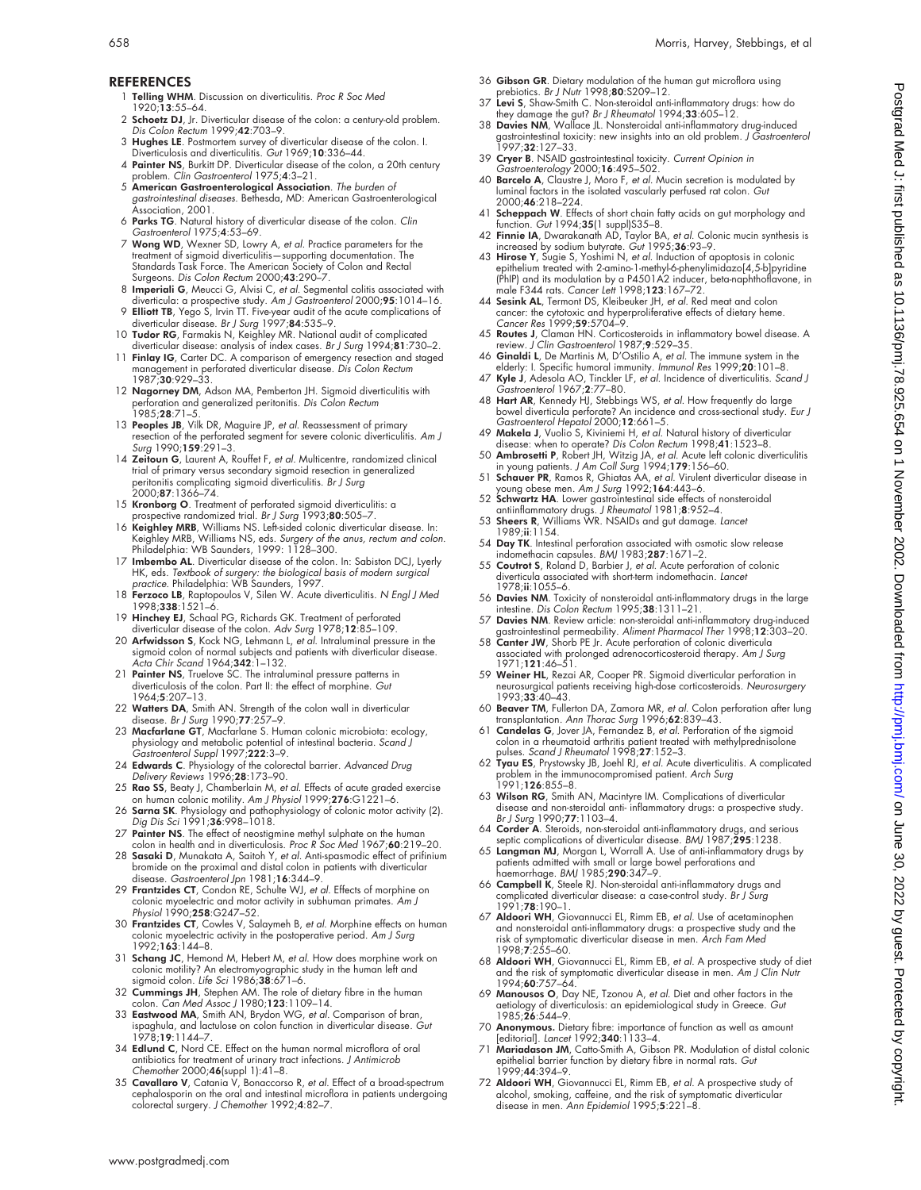## REFERENCES

1. **Telling WHM**. Discussion on diverticulitis. *Proc R Soc Med* 1920;**13**:55–64.
2. **Schoetz DJ**, Jr. Diverticular disease of the colon: a century-old problem. *Dis Colon Rectum* 1999;**42**:703–9.
3. **Hughes LE**. Postmortem survey of diverticular disease of the colon. I. Diverticulosis and diverticulitis. *Gut* 1969;**10**:336–44.
4. **Painter NS**, Burkitt DP. Diverticular disease of the colon, a 20th century problem. *Clin Gastroenterol* 1975;**4**:3–21.
5. **American Gastroenterological Association**. *The burden of gastrointestinal diseases*. Bethesda, MD: American Gastroenterological Association, 2001.
6. **Parks TG**. Natural history of diverticular disease of the colon. *Clin Gastroenterol* 1975;**4**:53–69.
7. **Wong WD**, Wexner SD, Lowry A, *et al*. Practice parameters for the treatment of sigmoid diverticulitis—supporting documentation. The Standards Task Force. The American Society of Colon and Rectal Surgeons. *Dis Colon Rectum* 2000;**43**:290–7.
8. **Imperiali G**, Meucci G, Alvisi C, *et al*. Segmental colitis associated with diverticula: a prospective study. *Am J Gastroenterol* 2000;**95**:1014–16.
9. **Elliott TB**, Yego S, Irvin TT. Five-year audit of the acute complications of diverticular disease. *Br J Surg* 1997;**84**:535–9.
10. **Tudor RG**, Farmakis N, Keighley MR. National audit of complicated diverticular disease: analysis of index cases. *Br J Surg* 1994;**81**:730–2.
11. **Finlay IG**, Carter DC. A comparison of emergency resection and staged management in perforated diverticular disease. *Dis Colon Rectum* 1987;**30**:929–33.
12. **Nagorney DM**, Adson MA, Pemberton JH. Sigmoid diverticulitis with perforation and generalized peritonitis. *Dis Colon Rectum* 1985;**28**:71–5.
13. **Peoples JB**, Vilk DR, Maguire JP, *et al*. Reassessment of primary resection of the perforated segment for severe colonic diverticulitis. *Am J Surg* 1990;**159**:291–3.
14. **Zeitoun G**, Laurent A, Rouffet F, *et al*. Multicentre, randomized clinical trial of primary versus secondary sigmoid resection in generalized peritonitis complicating sigmoid diverticulitis. *Br J Surg* 2000;**87**:1366–74.
15. **Kronborg O**. Treatment of perforated sigmoid diverticulitis: a prospective randomized trial. *Br J Surg* 1993;**80**:505–7.
16. **Keighley MRB**, Williams NS. Left-sided colonic diverticular disease. In: Keighley MRB, Williams NS, eds. *Surgery of the anus, rectum and colon*. Philadelphia: WB Saunders, 1999: 1128–300.
17. **Imbembo AL**. Diverticular disease of the colon. In: Sabiston DCJ, Lyerly HK, eds. *Textbook of surgery: the biological basis of modern surgical practice*. Philadelphia: WB Saunders, 1997.
18. **Ferzoco LB**, Raptopoulos V, Silen W. Acute diverticulitis. *N Engl J Med* 1998;**338**:1521–6.
19. **Hinchey EJ**, Schaal PG, Richards GK. Treatment of perforated diverticular disease of the colon. *Adv Surg* 1978;**12**:85–109.
20. **Arfwidsson S**, Kock NG, Lehmann L, *et al*. Intraluminal pressure in the sigmoid colon of normal subjects and patients with diverticular disease. *Acta Chir Scand* 1964;**342**:1–132.
21. **Painter NS**, Truelove SC. The intraluminal pressure patterns in diverticulosis of the colon. Part II: the effect of morphine. *Gut* 1964;**5**:207–13.
22. **Watters DA**, Smith AN. Strength of the colon wall in diverticular disease. *Br J Surg* 1990;**77**:257–9.
23. **Macfarlane GT**, Macfarlane S. Human colonic microbiota: ecology, physiology and metabolic potential of intestinal bacteria. *Scand J Gastroenterol Suppl* 1997;**222**:3–9.
24. **Edwards C**. Physiology of the colorectal barrier. *Advanced Drug Delivery Reviews* 1996;**28**:173–90.
25. **Rao SS**, Beaty J, Chamberlain M, *et al*. Effects of acute graded exercise on human colonic motility. *Am J Physiol* 1999;**276**:G1221–6.
26. **Sarna SK**. Physiology and pathophysiology of colonic motor activity (2). *Dig Dis Sci* 1991;**36**:998–1018.
27. **Painter NS**. The effect of neostigmine methyl sulphate on the human colon in health and in diverticulosis. *Proc R Soc Med* 1967;**60**:219–20.
28. **Sasaki D**, Munakata A, Saitoh Y, *et al*. Anti-spasmodic effect of prifinium bromide on the proximal and distal colon in patients with diverticular disease. *Gastroenterol Jpn* 1981;**16**:344–9.
29. **Frantzides CT**, Condon RE, Schulte WJ, *et al*. Effects of morphine on colonic myoelectric and motor activity in subhuman primates. *Am J Physiol* 1990;**258**:G247–52.
30. **Frantzides CT**, Cowles V, Salaymeh B, *et al*. Morphine effects on human colonic myoelectric activity in the postoperative period. *Am J Surg* 1992;**163**:144–8.
31. **Schang JC**, Hemond M, Hebert M, *et al*. How does morphine work on colonic motility? An electromyographic study in the human left and sigmoid colon. *Life Sci* 1986;**38**:671–6.
32. **Cummings JH**, Stephen AM. The role of dietary fibre in the human colon. *Can Med Assoc J* 1980;**123**:1109–14.
33. **Eastwood MA**, Smith AN, Brydon WG, *et al*. Comparison of bran, ispaghula, and lactulose on colon function in diverticular disease. *Gut* 1978;**19**:1144–7.
34. **Edlund C**, Nord CE. Effect on the human normal microflora of oral antibiotics for treatment of urinary tract infections. *J Antimicrob Chemother* 2000;**46**(suppl 1):41–8.
35. **Cavallaro V**, Catania V, Bonaccorso R, *et al*. Effect of a broad-spectrum cephalosporin on the oral and intestinal microflora in patients undergoing colorectal surgery. *J Chemother* 1992;**4**:82–7.
36. **Gibson GR**. Dietary modulation of the human gut microflora using prebiotics. *Br J Nutr* 1998;**80**:S209–12.
37. **Levi S**, Shaw-Smith C. Non-steroidal anti-inflammatory drugs: how do they damage the gut? *Br J Rheumatol* 1994;**33**:605–12.
38. **Davies NM**, Wallace JL. Nonsteroidal anti-inflammatory drug-induced gastrointestinal toxicity: new insights into an old problem. *J Gastroenterol* 1997;**32**:127–33.
39. **Cryer B**. NSAID gastrointestinal toxicity. *Current Opinion in Gastroenterology* 2000;**16**:495–502.
40. **Barcelo A**, Claustre J, Moro F, *et al*. Mucin secretion is modulated by luminal factors in the isolated vascularly perfused rat colon. *Gut* 2000;**46**:218–224.
41. **Scheppach W**. Effects of short chain fatty acids on gut morphology and function. *Gut* 1994;**35**(1 suppl)S35–8.
42. **Finnie IA**, Dwarakanath AD, Taylor BA, *et al*. Colonic mucin synthesis is increased by sodium butyrate. *Gut* 1995;**36**:93–9.
43. **Hirose Y**, Sugie S, Yoshimi N, *et al*. Induction of apoptosis in colonic epithelium treated with 2-amino-1-methyl-6-phenylimidazo[4,5-b]pyridine (PhIP) and its modulation by a P4501A2 inducer, beta-naphthoflavone, in male F344 rats. *Cancer Lett* 1998;**123**:167–72.
44. **Sesink AL**, Termont DS, Kleibeuker JH, *et al*. Red meat and colon cancer: the cytotoxic and hyperproliferative effects of dietary heme. *Cancer Res* 1999;**59**:5704–9.
45. **Routes J**, Claman HN. Corticosteroids in inflammatory bowel disease. A review. *J Clin Gastroenterol* 1987;**9**:529–35.
46. **Ginaldi L**, De Martinis M, D'Ostilio A, *et al*. The immune system in the elderly: I. Specific humoral immunity. *Immunol Res* 1999;**20**:101–8.
47. **Kyle J**, Adesola AO, Tinckler LF, *et al*. Incidence of diverticulitis. *Scand J Gastroenterol* 1967;**2**:77–80.
48. **Hart AR**, Kennedy HJ, Stebbings WS, *et al*. How frequently do large bowel diverticula perforate? An incidence and cross-sectional study. *Eur J Gastroenterol Hepatol* 2000;**12**:661–5.
49. **Makela J**, Vuolio S, Kiviniemi H, *et al*. Natural history of diverticular disease: when to operate? *Dis Colon Rectum* 1998;**41**:1523–8.
50. **Ambrosetti P**, Robert JH, Witzig JA, *et al*. Acute left colonic diverticulitis in young patients. *J Am Coll Surg* 1994;**179**:156–60.
51. **Schauer PR**, Ramos R, Ghiatas AA, *et al*. Virulent diverticular disease in young obese men. *Am J Surg* 1992;**164**:443–6.
52. **Schwartz HA**. Lower gastrointestinal side effects of nonsteroidal antiinflammatory drugs. *J Rheumatol* 1981;**8**:952–4.
53. **Sheers R**, Williams WR. NSAIDs and gut damage. *Lancet* 1989;**ii**:1154.
54. **Day TK**. Intestinal perforation associated with osmotic slow release indomethacin capsules. *BMJ* 1983;**287**:1671–2.
55. **Coutrot S**, Roland D, Barbier J, *et al*. Acute perforation of colonic diverticula associated with short-term indomethacin. *Lancet* 1978;**ii**:1055–6.
56. **Davies NM**. Toxicity of nonsteroidal anti-inflammatory drugs in the large intestine. *Dis Colon Rectum* 1995;**38**:1311–21.
57. **Davies NM**. Review article: non-steroidal anti-inflammatory drug-induced gastrointestinal permeability. *Aliment Pharmacol Ther* 1998;**12**:303–20.
58. **Canter JW**, Shorb PE Jr. Acute perforation of colonic diverticula associated with prolonged adrenocorticosteroid therapy. *Am J Surg* 1971;**121**:46–51.
59. **Weiner HL**, Rezai AR, Cooper PR. Sigmoid diverticular perforation in neurosurgical patients receiving high-dose corticosteroids. *Neurosurgery* 1993;**33**:40–43.
60. **Beaver TM**, Fullerton DA, Zamora MR, *et al*. Colon perforation after lung transplantation. *Ann Thorac Surg* 1996;**62**:839–43.
61. **Candelas G**, Jover JA, Fernandez B, *et al*. Perforation of the sigmoid colon in a rheumatoid arthritis patient treated with methylprednisolone pulses. *Scand J Rheumatol* 1998;**27**:152–3.
62. **Tyau ES**, Prystowsky JB, Joehl RJ, *et al*. Acute diverticulitis. A complicated problem in the immunocompromised patient. *Arch Surg* 1991;**126**:855–8.
63. **Wilson RG**, Smith AN, Macintyre IM. Complications of diverticular disease and non-steroidal anti- inflammatory drugs: a prospective study. *Br J Surg* 1990;**77**:1103–4.
64. **Corder A**. Steroids, non-steroidal anti-inflammatory drugs, and serious septic complications of diverticular disease. *BMJ* 1987;**295**:1238.
65. **Langman MJ**, Morgan L, Worrall A. Use of anti-inflammatory drugs by patients admitted with small or large bowel perforations and haemorrhage. *BMJ* 1985;**290**:347–9.
66. **Campbell K**, Steele RJ. Non-steroidal anti-inflammatory drugs and complicated diverticular disease: a case-control study. *Br J Surg* 1991;**78**:190–1.
67. **Aldoori WH**, Giovannucci EL, Rimm EB, *et al*. Use of acetaminophen and nonsteroidal anti-inflammatory drugs: a prospective study and the risk of symptomatic diverticular disease in men. *Arch Fam Med* 1998;**7**:255–60.
68. **Aldoori WH**, Giovannucci EL, Rimm EB, *et al*. A prospective study of diet and the risk of symptomatic diverticular disease in men. *Am J Clin Nutr* 1994;**60**:757–64.
69. **Manousos O**, Day NE, Tzonou A, *et al*. Diet and other factors in the aetiology of diverticulosis: an epidemiological study in Greece. *Gut* 1985;**26**:544–9.
70. **Anonymous.** Dietary fibre: importance of function as well as amount [editorial]. *Lancet* 1992;**340**:1133–4.
71. **Mariadason JM**, Catto-Smith A, Gibson PR. Modulation of distal colonic epithelial barrier function by dietary fibre in normal rats. *Gut* 1999;**44**:394–9.
72. **Aldoori WH**, Giovannucci EL, Rimm EB, *et al*. A prospective study of alcohol, smoking, caffeine, and the risk of symptomatic diverticular disease in men. *Ann Epidemiol* 1995;**5**:221–8.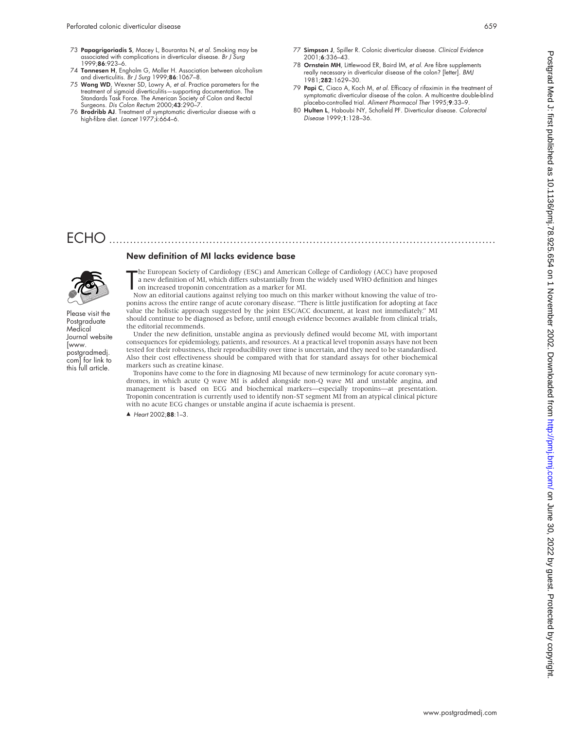73 **Papagrigoriadis S**, Macey L, Bourantas N, *et al*. Smoking may be associated with complications in diverticular disease. *Br J Surg* 1999;**86**:923–6.

74 **Tonnesen H**, Engholm G, Moller H. Association between alcoholism and diverticulitis. *Br J Surg* 1999;**86**:1067–8.

75 **Wong WD**, Wexner SD, Lowry A, *et al*. Practice parameters for the treatment of sigmoid diverticulitis—supporting documentation. The Standards Task Force. The American Society of Colon and Rectal Surgeons. *Dis Colon Rectum* 2000;**43**:290–7.

76 **Brodribb AJ**. Treatment of symptomatic diverticular disease with a high-fibre diet. *Lancet* 1977;**i**:664–6.

77 **Simpson J**, Spiller R. Colonic diverticular disease. *Clinical Evidence* 2001;**6**:336–43.

78 **Ornstein MH**, Littlewood ER, Baird IM, *et al*. Are fibre supplements really necessary in diverticular disease of the colon? [letter]. *BMJ* 1981;**282**:1629–30.

79 **Papi C**, Ciaco A, Koch M, *et al*. Efficacy of rifaximin in the treatment of symptomatic diverticular disease of the colon. A multicentre double-blind placebo-controlled trial. *Aliment Pharmacol Ther* 1995;**9**:33–9.

80 **Hulten L**, Haboubi NY, Schofield PF. Diverticular disease. *Colorectal Disease* 1999;**1**:128–36.

# ECHO

Please visit the Postgraduate Medical Journal website [www.postgradmedj.com] for link to this full article.

## New definition of MI lacks evidence base

The European Society of Cardiology (ESC) and American College of Cardiology (ACC) have proposed a new definition of MI, which differs substantially from the widely used WHO definition and hinges on increased troponin concentration as a marker for MI.

Now an editorial cautions against relying too much on this marker without knowing the value of troponins across the entire range of acute coronary disease. "There is little justification for adopting at face value the holistic approach suggested by the joint ESC/ACC document, at least not immediately." MI should continue to be diagnosed as before, until enough evidence becomes available from clinical trials, the editorial recommends.

Under the new definition, unstable angina as previously defined would become MI, with important consequences for epidemiology, patients, and resources. At a practical level troponin assays have not been tested for their robustness, their reproducibility over time is uncertain, and they need to be standardised. Also their cost effectiveness should be compared with that for standard assays for other biochemical markers such as creatine kinase.

Troponins have come to the fore in diagnosing MI because of new terminology for acute coronary syndromes, in which acute Q wave MI is added alongside non-Q wave MI and unstable angina, and management is based on ECG and biochemical markers—especially troponins—at presentation. Troponin concentration is currently used to identify non-ST segment MI from an atypical clinical picture with no acute ECG changes or unstable angina if acute ischaemia is present.

▲ *Heart* 2002;**88**:1–3.